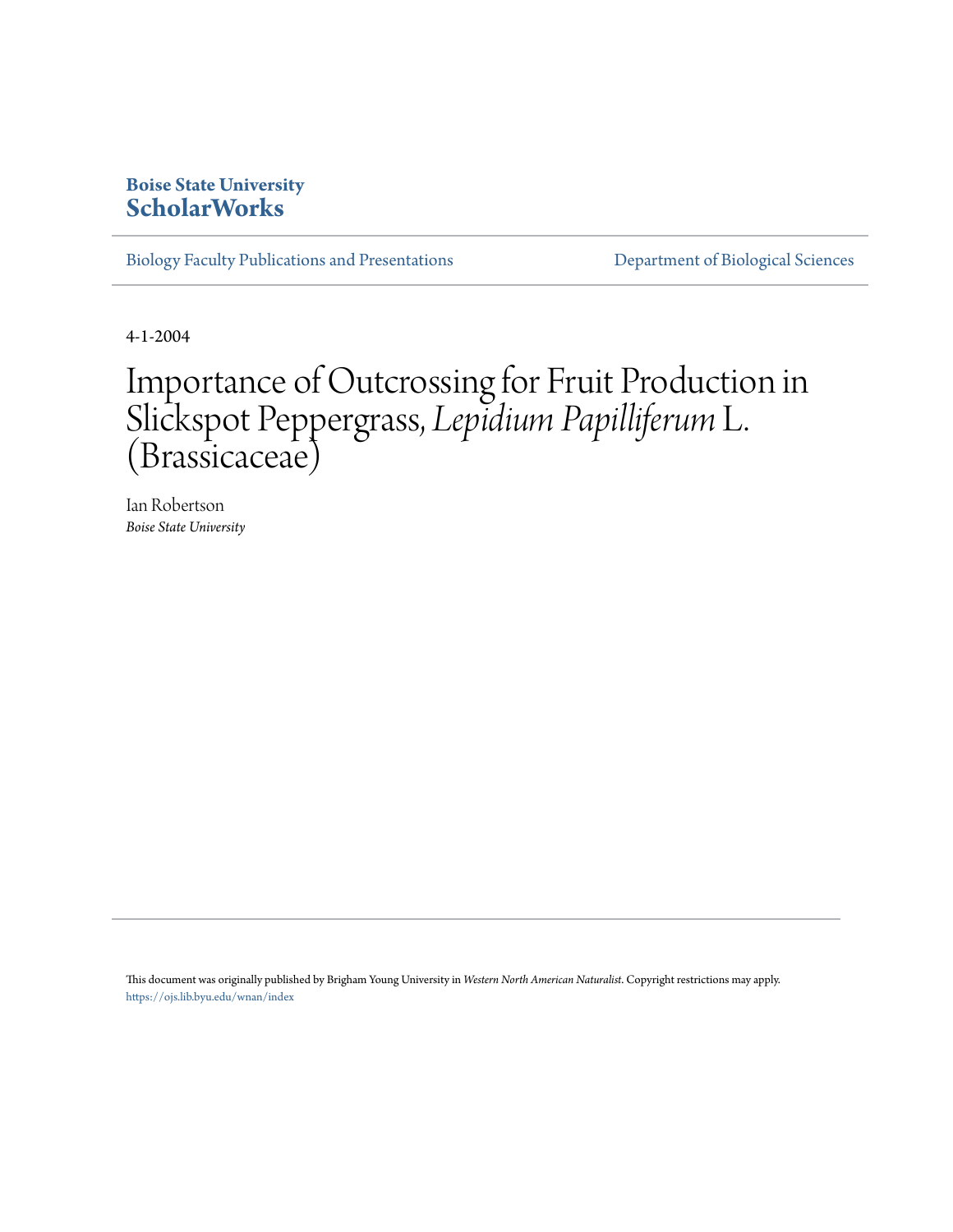**Boise State University**
**ScholarWorks**

Biology Faculty Publications and Presentations

Department of Biological Sciences

4-1-2004

# Importance of Outcrossing for Fruit Production in Slickspot Peppergrass, *Lepidium Papilliferum* L. (Brassicaceae)

Ian Robertson
*Boise State University*

This document was originally published by Brigham Young University in *Western North American Naturalist*. Copyright restrictions may apply.
https://ojs.lib.byu.edu/wnan/index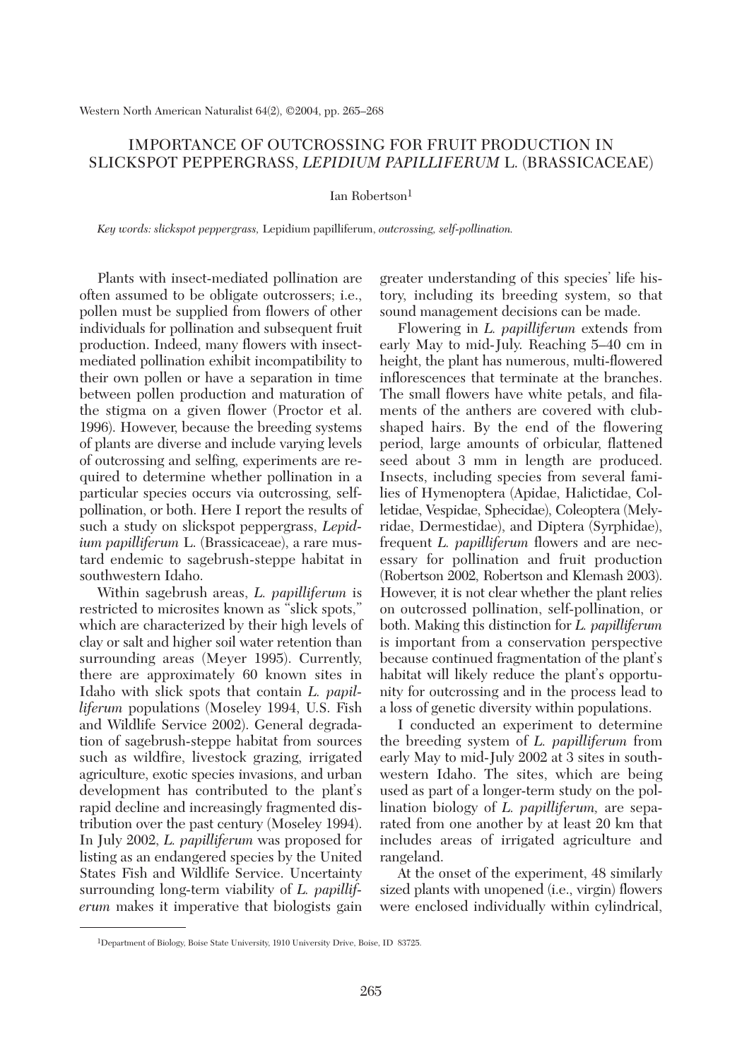# IMPORTANCE OF OUTCROSSING FOR FRUIT PRODUCTION IN SLICKSPOT PEPPERGRASS, *LEPIDIUM PAPILLIFERUM* L. (BRASSICACEAE)

Ian Robertson[1]

*Key words: slickspot peppergrass,* Lepidium papilliferum, *outcrossing, self-pollination.*

Plants with insect-mediated pollination are often assumed to be obligate outcrossers; i.e., pollen must be supplied from flowers of other individuals for pollination and subsequent fruit production. Indeed, many flowers with insect-mediated pollination exhibit incompatibility to their own pollen or have a separation in time between pollen production and maturation of the stigma on a given flower (Proctor et al. 1996). However, because the breeding systems of plants are diverse and include varying levels of outcrossing and selfing, experiments are required to determine whether pollination in a particular species occurs via outcrossing, self-pollination, or both. Here I report the results of such a study on slickspot peppergrass, *Lepidium papilliferum* L. (Brassicaceae), a rare mustard endemic to sagebrush-steppe habitat in southwestern Idaho.

Within sagebrush areas, *L. papilliferum* is restricted to microsites known as "slick spots," which are characterized by their high levels of clay or salt and higher soil water retention than surrounding areas (Meyer 1995). Currently, there are approximately 60 known sites in Idaho with slick spots that contain *L. papilliferum* populations (Moseley 1994, U.S. Fish and Wildlife Service 2002). General degradation of sagebrush-steppe habitat from sources such as wildfire, livestock grazing, irrigated agriculture, exotic species invasions, and urban development has contributed to the plant's rapid decline and increasingly fragmented distribution over the past century (Moseley 1994). In July 2002, *L. papilliferum* was proposed for listing as an endangered species by the United States Fish and Wildlife Service. Uncertainty surrounding long-term viability of *L. papilliferum* makes it imperative that biologists gain greater understanding of this species' life history, including its breeding system, so that sound management decisions can be made.

Flowering in *L. papilliferum* extends from early May to mid-July. Reaching 5–40 cm in height, the plant has numerous, multi-flowered inflorescences that terminate at the branches. The small flowers have white petals, and filaments of the anthers are covered with club-shaped hairs. By the end of the flowering period, large amounts of orbicular, flattened seed about 3 mm in length are produced. Insects, including species from several families of Hymenoptera (Apidae, Halictidae, Colletidae, Vespidae, Sphecidae), Coleoptera (Melyridae, Dermestidae), and Diptera (Syrphidae), frequent *L. papilliferum* flowers and are necessary for pollination and fruit production (Robertson 2002, Robertson and Klemash 2003). However, it is not clear whether the plant relies on outcrossed pollination, self-pollination, or both. Making this distinction for *L. papilliferum* is important from a conservation perspective because continued fragmentation of the plant's habitat will likely reduce the plant's opportunity for outcrossing and in the process lead to a loss of genetic diversity within populations.

I conducted an experiment to determine the breeding system of *L. papilliferum* from early May to mid-July 2002 at 3 sites in southwestern Idaho. The sites, which are being used as part of a longer-term study on the pollination biology of *L. papilliferum,* are separated from one another by at least 20 km that includes areas of irrigated agriculture and rangeland.

At the onset of the experiment, 48 similarly sized plants with unopened (i.e., virgin) flowers were enclosed individually within cylindrical,

[1]Department of Biology, Boise State University, 1910 University Drive, Boise, ID 83725.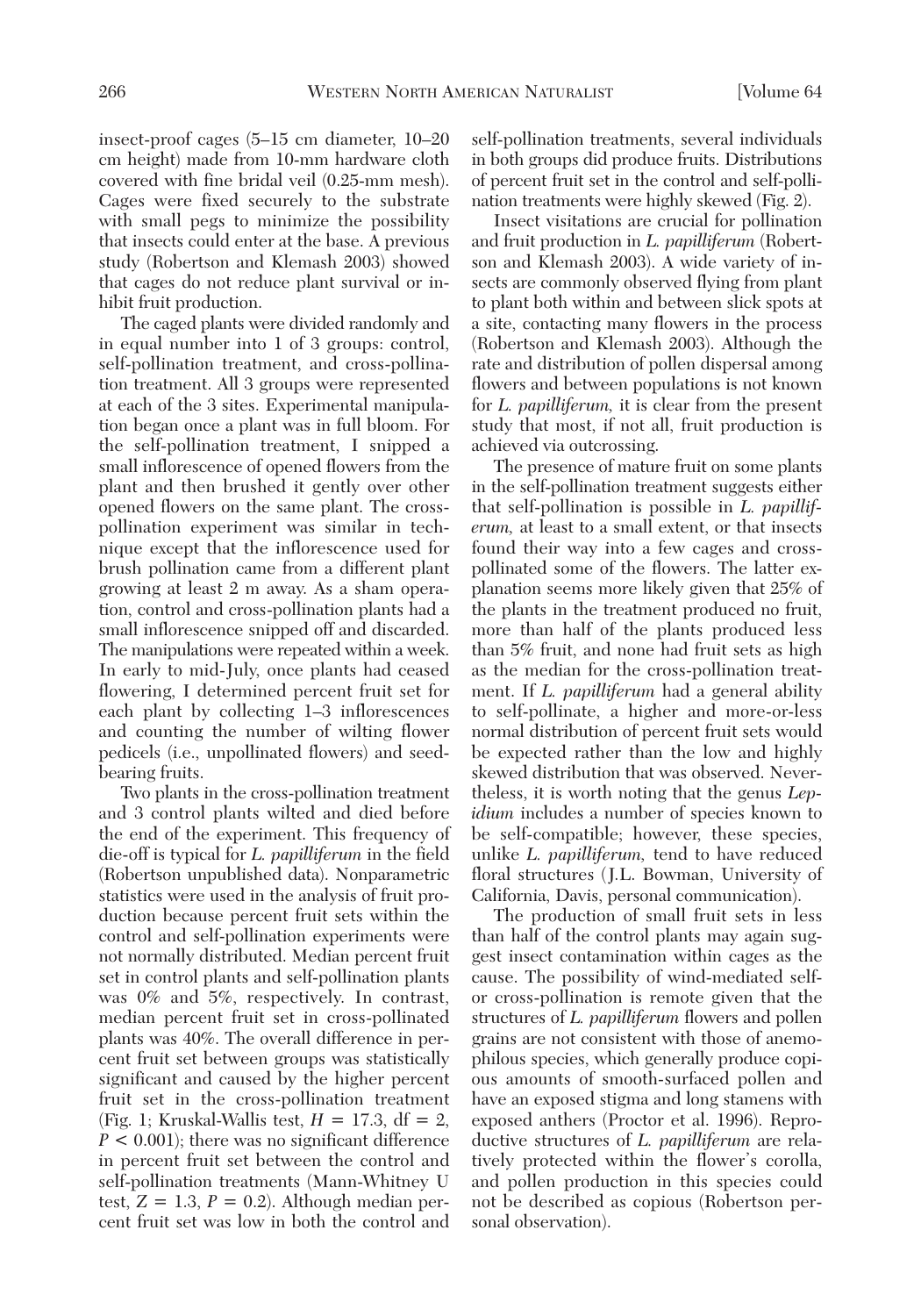insect-proof cages (5–15 cm diameter, 10–20 cm height) made from 10-mm hardware cloth covered with fine bridal veil (0.25-mm mesh). Cages were fixed securely to the substrate with small pegs to minimize the possibility that insects could enter at the base. A previous study (Robertson and Klemash 2003) showed that cages do not reduce plant survival or inhibit fruit production.

The caged plants were divided randomly and in equal number into 1 of 3 groups: control, self-pollination treatment, and cross-pollination treatment. All 3 groups were represented at each of the 3 sites. Experimental manipulation began once a plant was in full bloom. For the self-pollination treatment, I snipped a small inflorescence of opened flowers from the plant and then brushed it gently over other opened flowers on the same plant. The cross-pollination experiment was similar in technique except that the inflorescence used for brush pollination came from a different plant growing at least 2 m away. As a sham operation, control and cross-pollination plants had a small inflorescence snipped off and discarded. The manipulations were repeated within a week. In early to mid-July, once plants had ceased flowering, I determined percent fruit set for each plant by collecting 1–3 inflorescences and counting the number of wilting flower pedicels (i.e., unpollinated flowers) and seed-bearing fruits.

Two plants in the cross-pollination treatment and 3 control plants wilted and died before the end of the experiment. This frequency of die-off is typical for *L. papilliferum* in the field (Robertson unpublished data). Nonparametric statistics were used in the analysis of fruit production because percent fruit sets within the control and self-pollination experiments were not normally distributed. Median percent fruit set in control plants and self-pollination plants was 0% and 5%, respectively. In contrast, median percent fruit set in cross-pollinated plants was 40%. The overall difference in percent fruit set between groups was statistically significant and caused by the higher percent fruit set in the cross-pollination treatment (Fig. 1; Kruskal-Wallis test, $H = 17.3$, df = 2, $P < 0.001$); there was no significant difference in percent fruit set between the control and self-pollination treatments (Mann-Whitney U test, $Z = 1.3$, $P = 0.2$). Although median percent fruit set was low in both the control and self-pollination treatments, several individuals in both groups did produce fruits. Distributions of percent fruit set in the control and self-pollination treatments were highly skewed (Fig. 2).

Insect visitations are crucial for pollination and fruit production in *L. papilliferum* (Robertson and Klemash 2003). A wide variety of insects are commonly observed flying from plant to plant both within and between slick spots at a site, contacting many flowers in the process (Robertson and Klemash 2003). Although the rate and distribution of pollen dispersal among flowers and between populations is not known for *L. papilliferum,* it is clear from the present study that most, if not all, fruit production is achieved via outcrossing.

The presence of mature fruit on some plants in the self-pollination treatment suggests either that self-pollination is possible in *L. papilliferum,* at least to a small extent, or that insects found their way into a few cages and cross-pollinated some of the flowers. The latter explanation seems more likely given that 25% of the plants in the treatment produced no fruit, more than half of the plants produced less than 5% fruit, and none had fruit sets as high as the median for the cross-pollination treatment. If *L. papilliferum* had a general ability to self-pollinate, a higher and more-or-less normal distribution of percent fruit sets would be expected rather than the low and highly skewed distribution that was observed. Nevertheless, it is worth noting that the genus *Lepidium* includes a number of species known to be self-compatible; however, these species, unlike *L. papilliferum,* tend to have reduced floral structures (J.L. Bowman, University of California, Davis, personal communication).

The production of small fruit sets in less than half of the control plants may again suggest insect contamination within cages as the cause. The possibility of wind-mediated self- or cross-pollination is remote given that the structures of *L. papilliferum* flowers and pollen grains are not consistent with those of anemophilous species, which generally produce copious amounts of smooth-surfaced pollen and have an exposed stigma and long stamens with exposed anthers (Proctor et al. 1996). Reproductive structures of *L. papilliferum* are relatively protected within the flower's corolla, and pollen production in this species could not be described as copious (Robertson personal observation).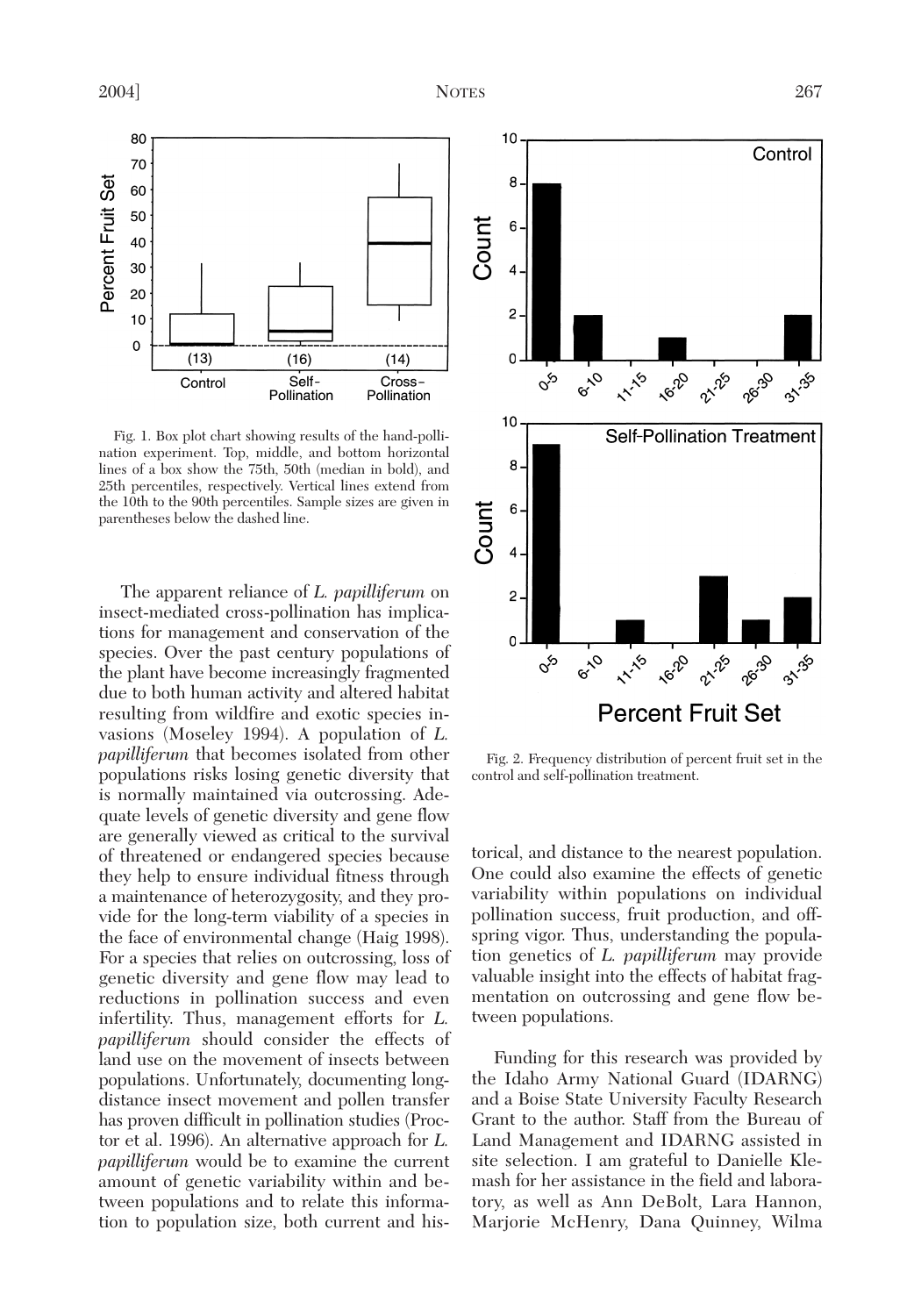Fig. 1. Box plot chart showing results of the hand-pollination experiment. Top, middle, and bottom horizontal lines of a box show the 75th, 50th (median in bold), and 25th percentiles, respectively. Vertical lines extend from the 10th to the 90th percentiles. Sample sizes are given in parentheses below the dashed line.

Fig. 2. Frequency distribution of percent fruit set in the control and self-pollination treatment.

The apparent reliance of *L. papilliferum* on insect-mediated cross-pollination has implications for management and conservation of the species. Over the past century populations of the plant have become increasingly fragmented due to both human activity and altered habitat resulting from wildfire and exotic species invasions (Moseley 1994). A population of *L. papilliferum* that becomes isolated from other populations risks losing genetic diversity that is normally maintained via outcrossing. Adequate levels of genetic diversity and gene flow are generally viewed as critical to the survival of threatened or endangered species because they help to ensure individual fitness through a maintenance of heterozygosity, and they provide for the long-term viability of a species in the face of environmental change (Haig 1998). For a species that relies on outcrossing, loss of genetic diversity and gene flow may lead to reductions in pollination success and even infertility. Thus, management efforts for *L. papilliferum* should consider the effects of land use on the movement of insects between populations. Unfortunately, documenting long-distance insect movement and pollen transfer has proven difficult in pollination studies (Proctor et al. 1996). An alternative approach for *L. papilliferum* would be to examine the current amount of genetic variability within and between populations and to relate this information to population size, both current and historical, and distance to the nearest population. One could also examine the effects of genetic variability within populations on individual pollination success, fruit production, and offspring vigor. Thus, understanding the population genetics of *L. papilliferum* may provide valuable insight into the effects of habitat fragmentation on outcrossing and gene flow between populations.

Funding for this research was provided by the Idaho Army National Guard (IDARNG) and a Boise State University Faculty Research Grant to the author. Staff from the Bureau of Land Management and IDARNG assisted in site selection. I am grateful to Danielle Klemash for her assistance in the field and laboratory, as well as Ann DeBolt, Lara Hannon, Marjorie McHenry, Dana Quinney, Wilma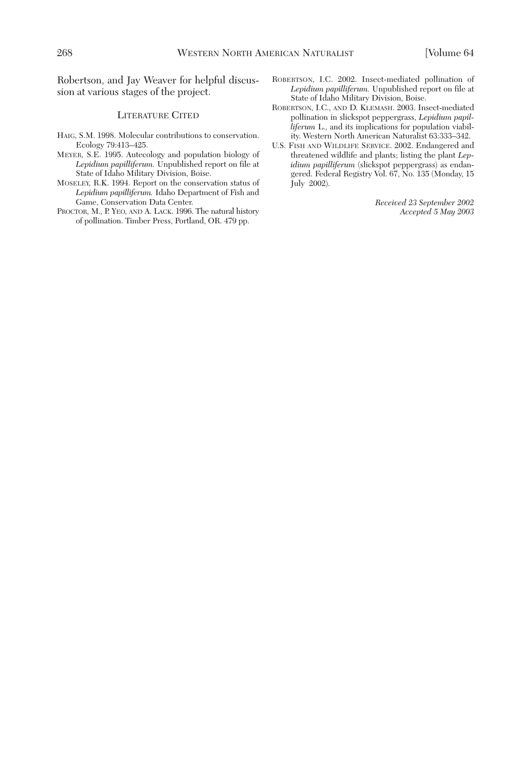Robertson, and Jay Weaver for helpful discussion at various stages of the project.

## Literature Cited

Haig, S.M. 1998. Molecular contributions to conservation. Ecology 79:413–425.

Meyer, S.E. 1995. Autecology and population biology of *Lepidium papilliferum.* Unpublished report on file at State of Idaho Military Division, Boise.

Moseley, R.K. 1994. Report on the conservation status of *Lepidium papilliferum.* Idaho Department of Fish and Game, Conservation Data Center.

Proctor, M., P. Yeo, and A. Lack. 1996. The natural history of pollination. Timber Press, Portland, OR. 479 pp.

Robertson, I.C. 2002. Insect-mediated pollination of *Lepidium papilliferum.* Unpublished report on file at State of Idaho Military Division, Boise.

Robertson, I.C., and D. Klemash. 2003. Insect-mediated pollination in slickspot peppergrass, *Lepidium papilliferum* L., and its implications for population viability. Western North American Naturalist 63:333–342.

U.S. Fish and Wildlife Service. 2002. Endangered and threatened wildlife and plants; listing the plant *Lepidium papilliferum* (slickspot peppergrass) as endangered. Federal Registry Vol. 67, No. 135 (Monday, 15 July 2002).

*Received 23 September 2002*
*Accepted 5 May 2003*